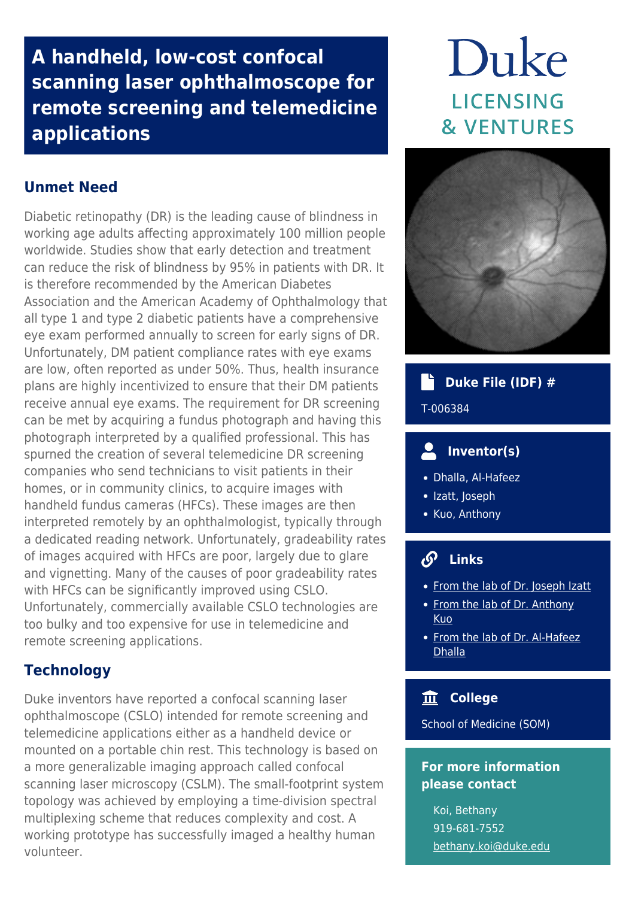# A handheld, low-cost confocal scanning laser ophthalmoscope for remote screening and telemedicine applications

## Unmet Need

Diabetic retinopathy (DR) is the leading cause of blindness in working age adults affecting approximately 100 million people worldwide. Studies show that early detection and treatment can reduce the risk of blindness by 95% in patients with DR. It is therefore recommended by the American Diabetes Association and the American Academy of Ophthalmology that all type 1 and type 2 diabetic patients have a comprehensive eye exam performed annually to screen for early signs of DR. Unfortunately, DM patient compliance rates with eye exams are low, often reported as under 50%. Thus, health insurance plans are highly incentivized to ensure that their DM patients receive annual eye exams. The requirement for DR screening can be met by acquiring a fundus photograph and having this photograph interpreted by a qualified professional. This has spurned the creation of several telemedicine DR screening companies who send technicians to visit patients in their homes, or in community clinics, to acquire images with handheld fundus cameras (HFCs). These images are then interpreted remotely by an ophthalmologist, typically through a dedicated reading network. Unfortunately, gradeability rates of images acquired with HFCs are poor, largely due to glare and vignetting. Many of the causes of poor gradeability rates with HFCs can be significantly improved using CSLO. Unfortunately, commercially available CSLO technologies are too bulky and too expensive for use in telemedicine and remote screening applications.

## Technology

Duke inventors have reported a confocal scanning laser ophthalmoscope (CSLO) intended for remote screening and telemedicine applications either as a handheld device or mounted on a portable chin rest. This technology is based on a more generalizable imaging approach called confocal scanning laser microscopy (CSLM). The small-footprint system topology was achieved by employing a time-division spectral multiplexing scheme that reduces complexity and cost. A working prototype has successfully imaged a healthy human volunteer.

Duke

LICENSING & VENTURES

### Duke File (IDF) #

T-006384

### Inventor(s)

- Dhalla, Al-Hafeez
- Izatt, Joseph
- Kuo, Anthony

### Links

- From the lab of Dr. Joseph Izatt
- From the lab of Dr. Anthony Kuo
- From the lab of Dr. Al-Hafeez Dhalla

### College

School of Medicine (SOM)

### For more information please contact

Koi, Bethany
919-681-7552
bethany.koi@duke.edu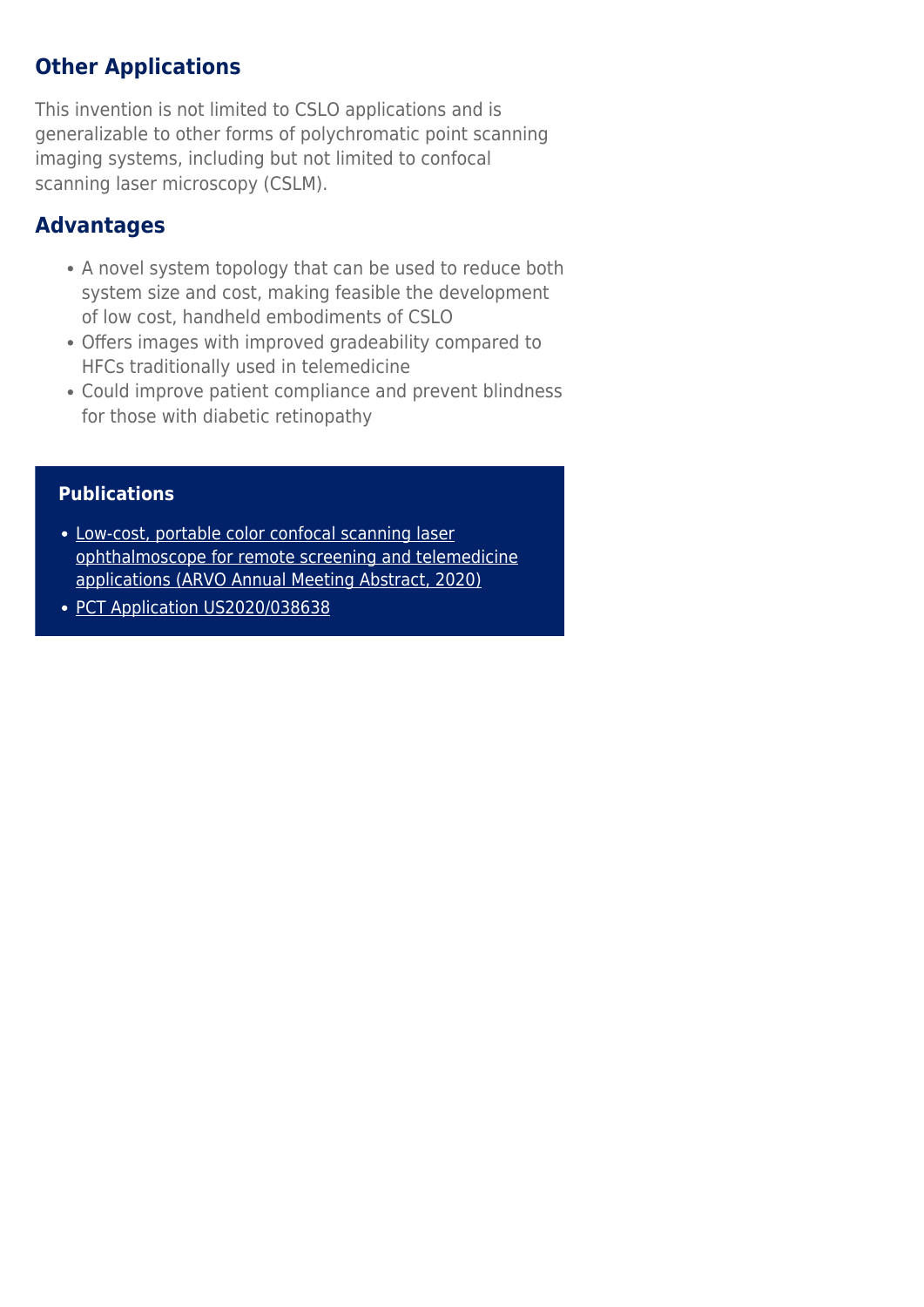## Other Applications

This invention is not limited to CSLO applications and is generalizable to other forms of polychromatic point scanning imaging systems, including but not limited to confocal scanning laser microscopy (CSLM).

## Advantages

- A novel system topology that can be used to reduce both system size and cost, making feasible the development of low cost, handheld embodiments of CSLO
- Offers images with improved gradeability compared to HFCs traditionally used in telemedicine
- Could improve patient compliance and prevent blindness for those with diabetic retinopathy

### Publications

- Low-cost, portable color confocal scanning laser ophthalmoscope for remote screening and telemedicine applications (ARVO Annual Meeting Abstract, 2020)
- PCT Application US2020/038638